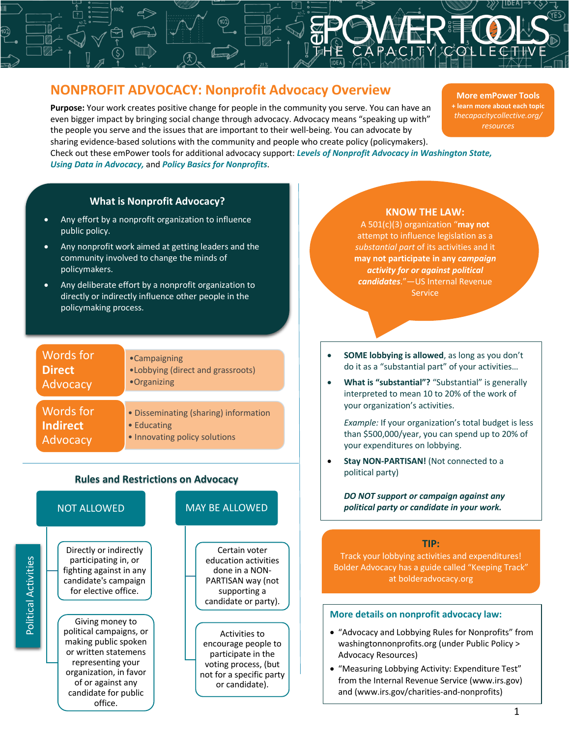# emPOWER TOOLS
THE CAPACITY COLLECTIVE

## NONPROFIT ADVOCACY: Nonprofit Advocacy Overview

**More emPower Tools**
**+ learn more about each topic**
*thecapacitycollective.org/resources*

**Purpose:** Your work creates positive change for people in the community you serve. You can have an even bigger impact by bringing social change through advocacy. Advocacy means "speaking up with" the people you serve and the issues that are important to their well-being. You can advocate by sharing evidence-based solutions with the community and people who create policy (policymakers). Check out these emPower tools for additional advocacy support: ***Levels of Nonprofit Advocacy in Washington State, Using Data in Advocacy,*** and ***Policy Basics for Nonprofits***.

### What is Nonprofit Advocacy?

- Any effort by a nonprofit organization to influence public policy.
- Any nonprofit work aimed at getting leaders and the community involved to change the minds of policymakers.
- Any deliberate effort by a nonprofit organization to directly or indirectly influence other people in the policymaking process.

**Words for Direct Advocacy**

- Campaigning
- Lobbying (direct and grassroots)
- Organizing

**Words for Indirect Advocacy**

- Disseminating (sharing) information
- Educating
- Innovating policy solutions

### Rules and Restrictions on Advocacy

**Political Activities**

| NOT ALLOWED | MAY BE ALLOWED |
| --- | --- |
| Directly or indirectly participating in, or fighting against in any candidate's campaign for elective office. | Certain voter education activities done in a NON-PARTISAN way (not supporting a candidate or party). |
| Giving money to political campaigns, or making public spoken or written statements representing your organization, in favor of or against any candidate for public office. | Activities to encourage people to participate in the voting process, (but not for a specific party or candidate). |

### KNOW THE LAW:

A 501(c)(3) organization "**may not** attempt to influence legislation as a *substantial part* of its activities and it **may not participate in any *campaign activity for or against political candidates***."—US Internal Revenue Service

- **SOME lobbying is allowed**, as long as you don't do it as a "substantial part" of your activities…
- **What is "substantial"?** "Substantial" is generally interpreted to mean 10 to 20% of the work of your organization's activities.

  *Example:* If your organization's total budget is less than $500,000/year, you can spend up to 20% of your expenditures on lobbying.
- **Stay NON-PARTISAN!** (Not connected to a political party)

***DO NOT support or campaign against any political party or candidate in your work.***

**TIP:**
Track your lobbying activities and expenditures! Bolder Advocacy has a guide called "Keeping Track" at bolderadvocacy.org

### More details on nonprofit advocacy law:

- "Advocacy and Lobbying Rules for Nonprofits" from washingtonnonprofits.org (under Public Policy > Advocacy Resources)
- "Measuring Lobbying Activity: Expenditure Test" from the Internal Revenue Service (www.irs.gov) and (www.irs.gov/charities-and-nonprofits)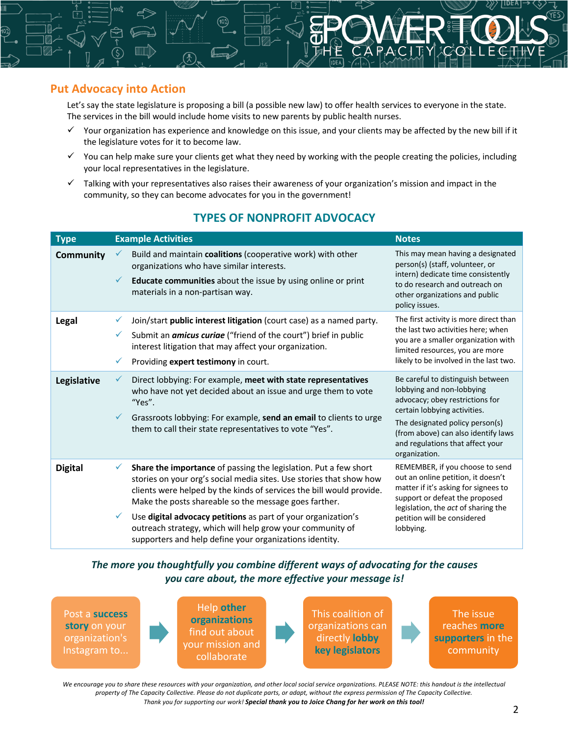## Put Advocacy into Action

Let's say the state legislature is proposing a bill (a possible new law) to offer health services to everyone in the state. The services in the bill would include home visits to new parents by public health nurses.

- ✓ Your organization has experience and knowledge on this issue, and your clients may be affected by the new bill if it the legislature votes for it to become law.
- ✓ You can help make sure your clients get what they need by working with the people creating the policies, including your local representatives in the legislature.
- ✓ Talking with your representatives also raises their awareness of your organization's mission and impact in the community, so they can become advocates for you in the government!

### TYPES OF NONPROFIT ADVOCACY

| Type | Example Activities | Notes |
|---|---|---|
| **Community** | ✓ Build and maintain **coalitions** (cooperative work) with other organizations who have similar interests.<br>✓ **Educate communities** about the issue by using online or print materials in a non-partisan way. | This may mean having a designated person(s) (staff, volunteer, or intern) dedicate time consistently to do research and outreach on other organizations and public policy issues. |
| **Legal** | ✓ Join/start **public interest litigation** (court case) as a named party.<br>✓ Submit an ***amicus curiae*** ("friend of the court") brief in public interest litigation that may affect your organization.<br>✓ Providing **expert testimony** in court. | The first activity is more direct than the last two activities here; when you are a smaller organization with limited resources, you are more likely to be involved in the last two. |
| **Legislative** | ✓ Direct lobbying: For example, **meet with state representatives** who have not yet decided about an issue and urge them to vote "Yes".<br>✓ Grassroots lobbying: For example, **send an email** to clients to urge them to call their state representatives to vote "Yes". | Be careful to distinguish between lobbying and non-lobbying advocacy; obey restrictions for certain lobbying activities.<br>The designated policy person(s) (from above) can also identify laws and regulations that affect your organization. |
| **Digital** | ✓ **Share the importance** of passing the legislation. Put a few short stories on your org's social media sites. Use stories that show how clients were helped by the kinds of services the bill would provide. Make the posts shareable so the message goes farther.<br>✓ Use **digital advocacy petitions** as part of your organization's outreach strategy, which will help grow your community of supporters and help define your organizations identity. | REMEMBER, if you choose to send out an online petition, it doesn't matter if it's asking for signees to support or defeat the proposed legislation, the *act* of sharing the petition will be considered lobbying. |

***The more you thoughtfully you combine different ways of advocating for the causes you care about, the more effective your message is!***

Post a **success story** on your organization's Instagram to... → Help **other organizations** find out about your mission and collaborate → This coalition of organizations can directly **lobby key legislators** → The issue reaches **more supporters** in the community

*We encourage you to share these resources with your organization, and other local social service organizations. PLEASE NOTE: this handout is the intellectual property of The Capacity Collective. Please do not duplicate parts, or adapt, without the express permission of The Capacity Collective. Thank you for supporting our work!* ***Special thank you to Joice Chang for her work on this tool!***